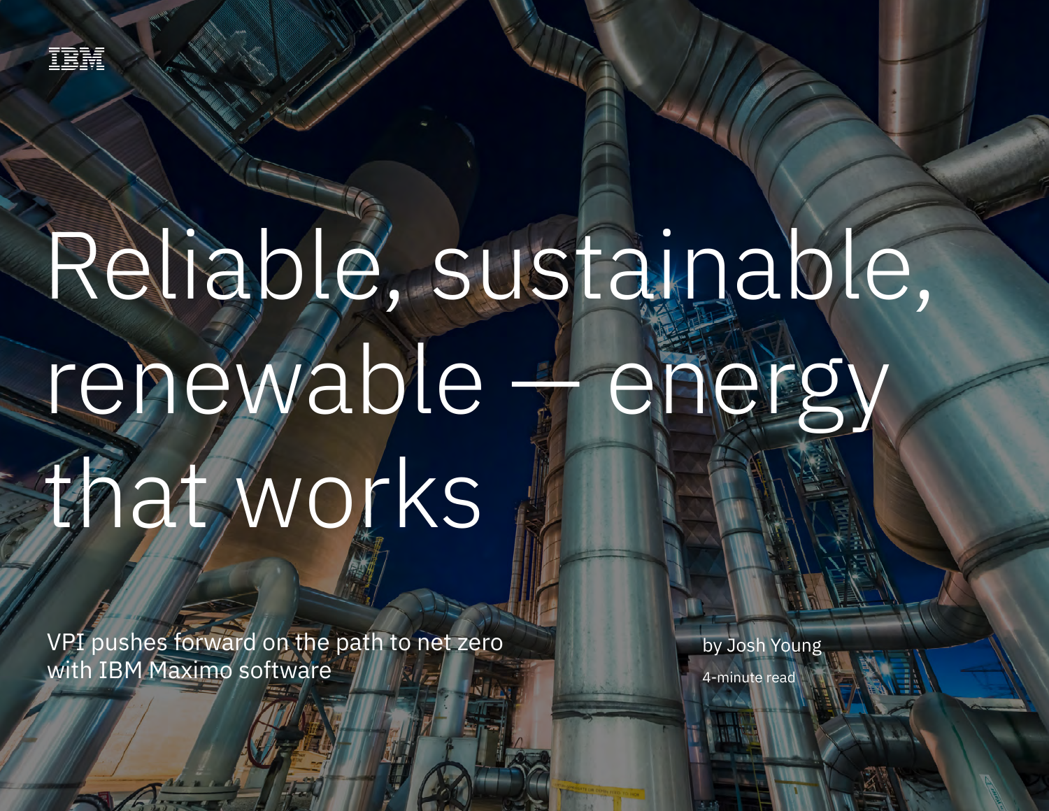IBM

# Reliable, sustainable, renewable — energy that works

VPI pushes forward on the path to net zero with IBM Maximo software

by Josh Young

4-minute read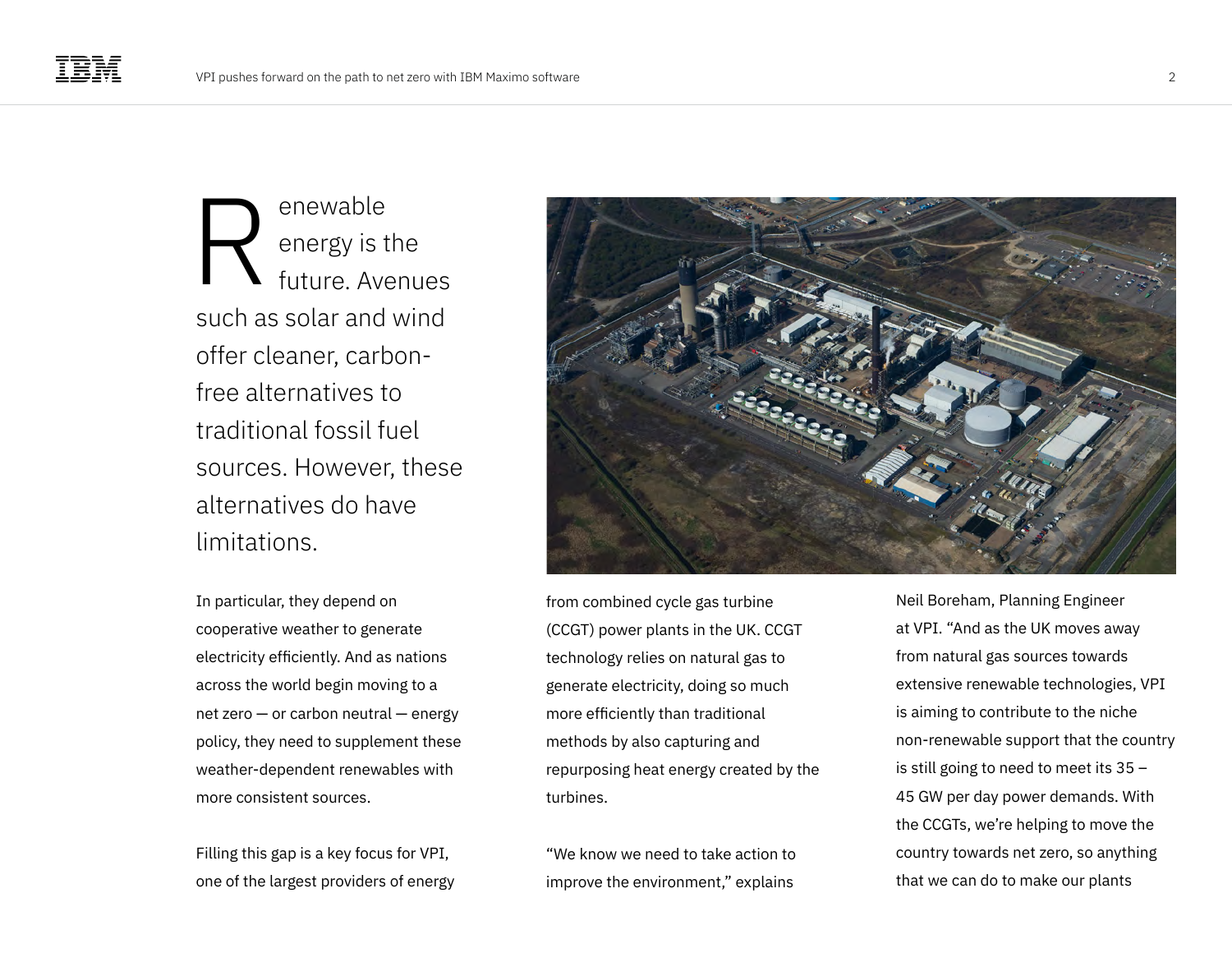Renewable energy is the future. Avenues such as solar and wind offer cleaner, carbon-free alternatives to traditional fossil fuel sources. However, these alternatives do have limitations.

In particular, they depend on cooperative weather to generate electricity efficiently. And as nations across the world begin moving to a net zero — or carbon neutral — energy policy, they need to supplement these weather-dependent renewables with more consistent sources.

Filling this gap is a key focus for VPI, one of the largest providers of energy from combined cycle gas turbine (CCGT) power plants in the UK. CCGT technology relies on natural gas to generate electricity, doing so much more efficiently than traditional methods by also capturing and repurposing heat energy created by the turbines.

"We know we need to take action to improve the environment," explains Neil Boreham, Planning Engineer at VPI. "And as the UK moves away from natural gas sources towards extensive renewable technologies, VPI is aiming to contribute to the niche non-renewable support that the country is still going to need to meet its 35 – 45 GW per day power demands. With the CCGTs, we're helping to move the country towards net zero, so anything that we can do to make our plants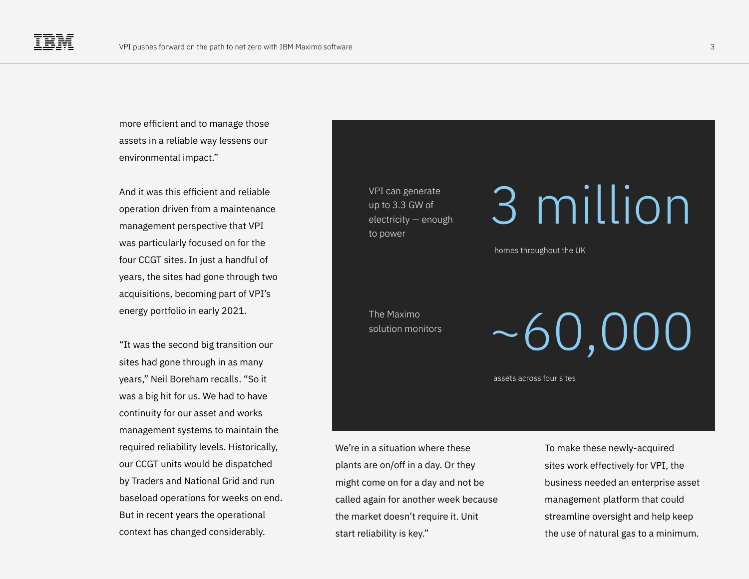more efficient and to manage those assets in a reliable way lessens our environmental impact."

And it was this efficient and reliable operation driven from a maintenance management perspective that VPI was particularly focused on for the four CCGT sites. In just a handful of years, the sites had gone through two acquisitions, becoming part of VPI's energy portfolio in early 2021.

"It was the second big transition our sites had gone through in as many years," Neil Boreham recalls. "So it was a big hit for us. We had to have continuity for our asset and works management systems to maintain the required reliability levels. Historically, our CCGT units would be dispatched by Traders and National Grid and run baseload operations for weeks on end. But in recent years the operational context has changed considerably.

VPI can generate up to 3.3 GW of electricity — enough to power

**3 million**

homes throughout the UK

The Maximo solution monitors

**~60,000**

assets across four sites

We're in a situation where these plants are on/off in a day. Or they might come on for a day and not be called again for another week because the market doesn't require it. Unit start reliability is key."

To make these newly-acquired sites work effectively for VPI, the business needed an enterprise asset management platform that could streamline oversight and help keep the use of natural gas to a minimum.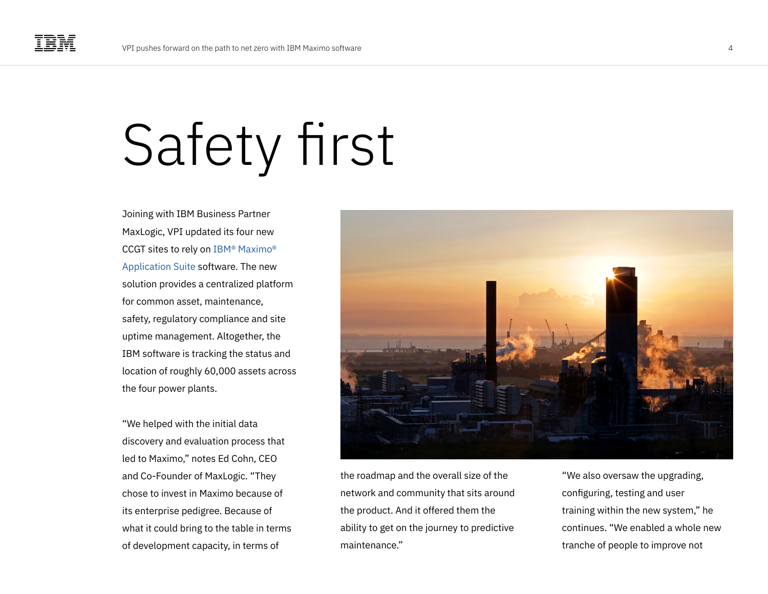# Safety first

Joining with IBM Business Partner MaxLogic, VPI updated its four new CCGT sites to rely on IBM® Maximo® Application Suite software. The new solution provides a centralized platform for common asset, maintenance, safety, regulatory compliance and site uptime management. Altogether, the IBM software is tracking the status and location of roughly 60,000 assets across the four power plants.

"We helped with the initial data discovery and evaluation process that led to Maximo," notes Ed Cohn, CEO and Co-Founder of MaxLogic. "They chose to invest in Maximo because of its enterprise pedigree. Because of what it could bring to the table in terms of development capacity, in terms of the roadmap and the overall size of the network and community that sits around the product. And it offered them the ability to get on the journey to predictive maintenance."

"We also oversaw the upgrading, configuring, testing and user training within the new system," he continues. "We enabled a whole new tranche of people to improve not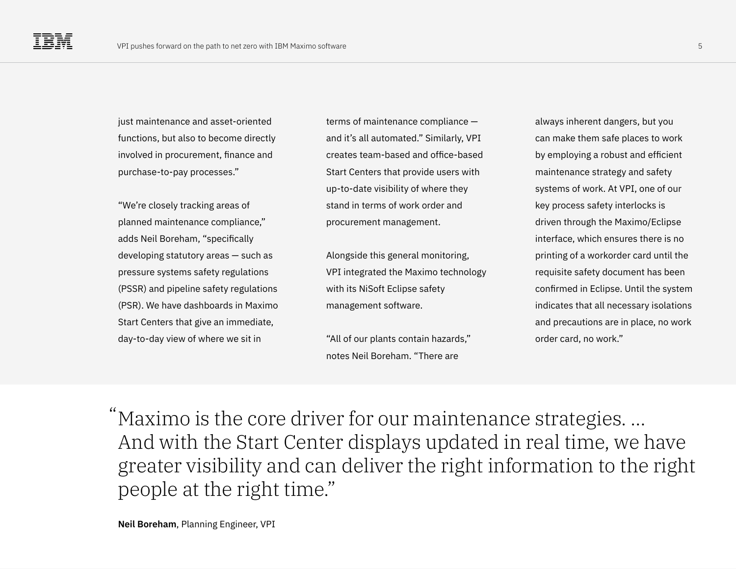just maintenance and asset-oriented functions, but also to become directly involved in procurement, finance and purchase-to-pay processes."

"We're closely tracking areas of planned maintenance compliance," adds Neil Boreham, "specifically developing statutory areas — such as pressure systems safety regulations (PSSR) and pipeline safety regulations (PSR). We have dashboards in Maximo Start Centers that give an immediate, day-to-day view of where we sit in terms of maintenance compliance — and it's all automated." Similarly, VPI creates team-based and office-based Start Centers that provide users with up-to-date visibility of where they stand in terms of work order and procurement management.

Alongside this general monitoring, VPI integrated the Maximo technology with its NiSoft Eclipse safety management software.

"All of our plants contain hazards," notes Neil Boreham. "There are always inherent dangers, but you can make them safe places to work by employing a robust and efficient maintenance strategy and safety systems of work. At VPI, one of our key process safety interlocks is driven through the Maximo/Eclipse interface, which ensures there is no printing of a workorder card until the requisite safety document has been confirmed in Eclipse. Until the system indicates that all necessary isolations and precautions are in place, no work order card, no work."

> "Maximo is the core driver for our maintenance strategies. … And with the Start Center displays updated in real time, we have greater visibility and can deliver the right information to the right people at the right time."

**Neil Boreham**, Planning Engineer, VPI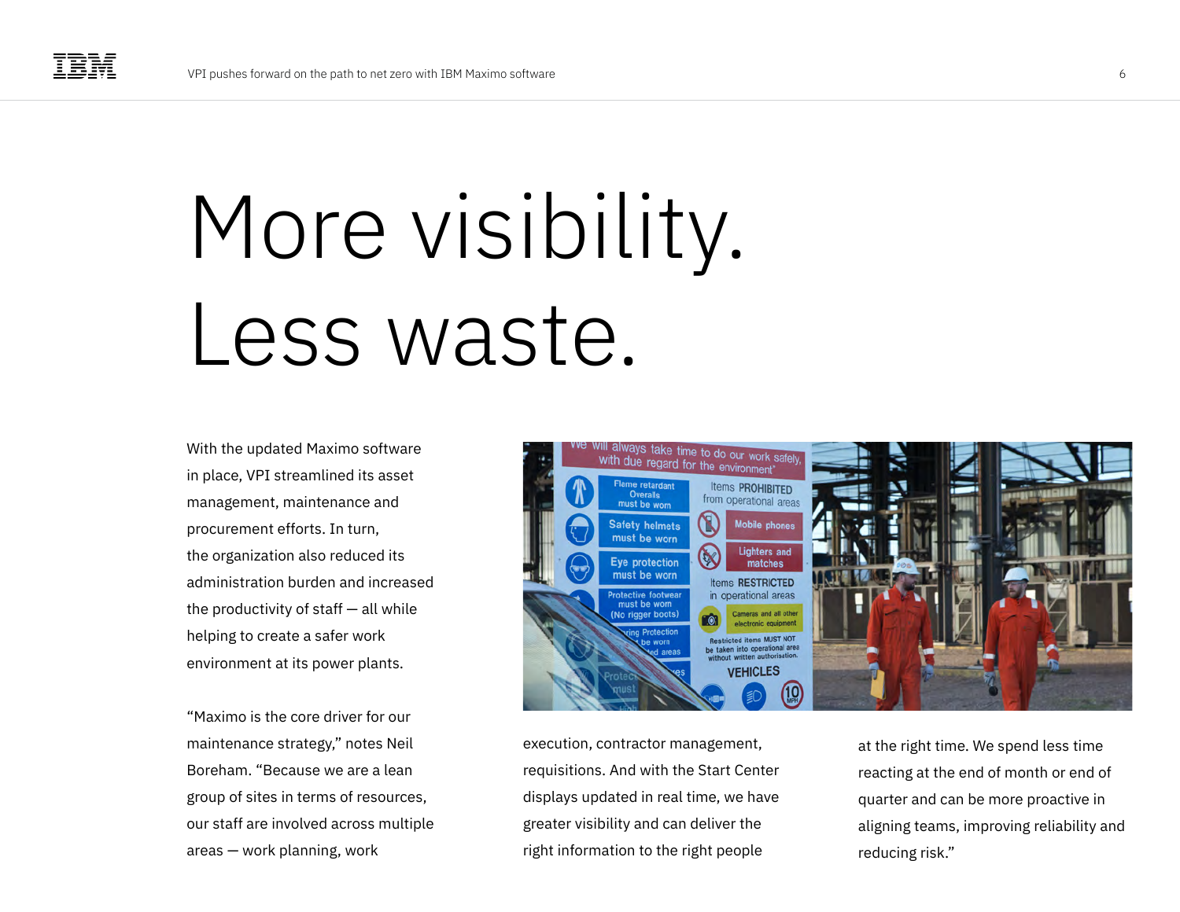# More visibility. Less waste.

With the updated Maximo software in place, VPI streamlined its asset management, maintenance and procurement efforts. In turn, the organization also reduced its administration burden and increased the productivity of staff — all while helping to create a safer work environment at its power plants.

"Maximo is the core driver for our maintenance strategy," notes Neil Boreham. "Because we are a lean group of sites in terms of resources, our staff are involved across multiple areas — work planning, work execution, contractor management, requisitions. And with the Start Center displays updated in real time, we have greater visibility and can deliver the right information to the right people at the right time. We spend less time reacting at the end of month or end of quarter and can be more proactive in aligning teams, improving reliability and reducing risk."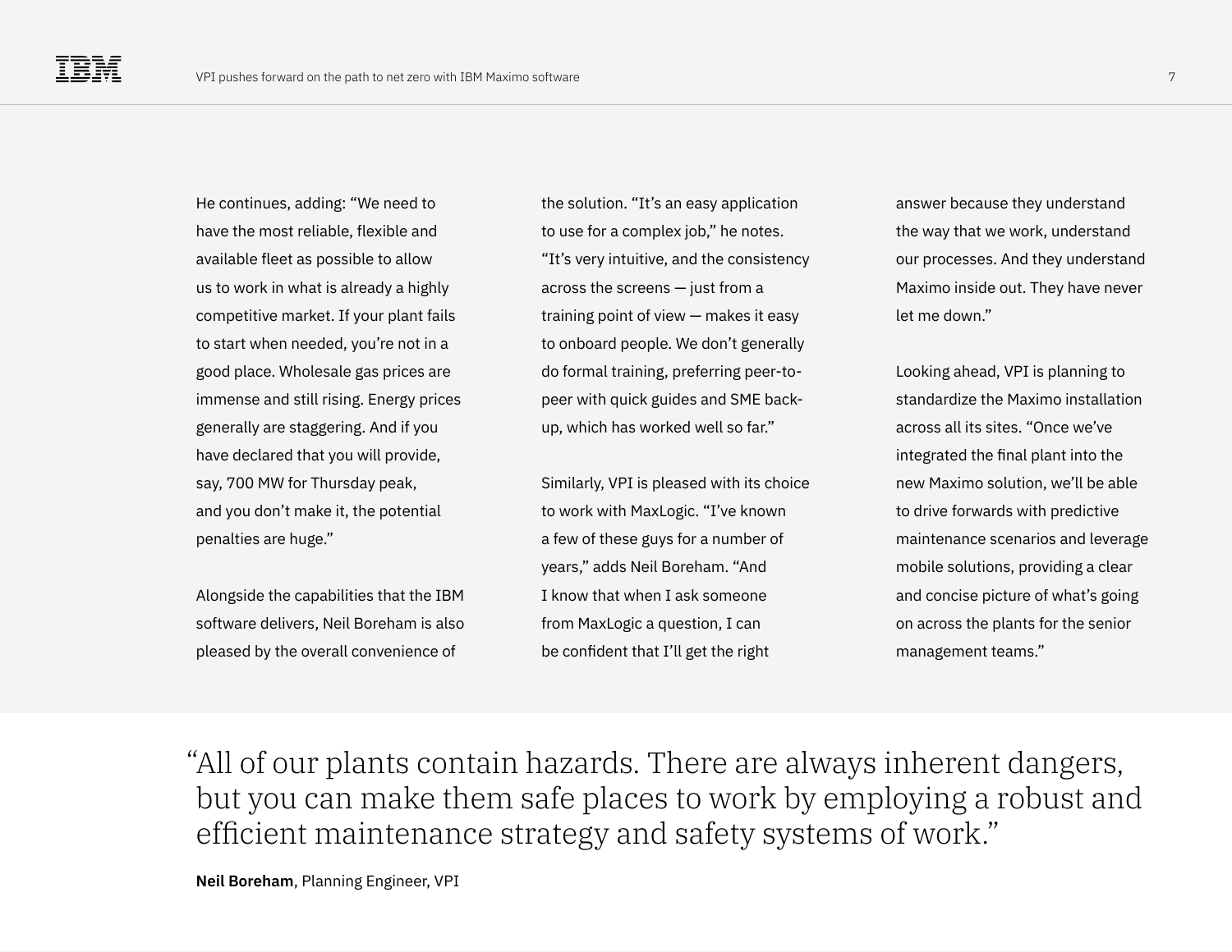He continues, adding: "We need to have the most reliable, flexible and available fleet as possible to allow us to work in what is already a highly competitive market. If your plant fails to start when needed, you're not in a good place. Wholesale gas prices are immense and still rising. Energy prices generally are staggering. And if you have declared that you will provide, say, 700 MW for Thursday peak, and you don't make it, the potential penalties are huge."

Alongside the capabilities that the IBM software delivers, Neil Boreham is also pleased by the overall convenience of the solution. "It's an easy application to use for a complex job," he notes. "It's very intuitive, and the consistency across the screens — just from a training point of view — makes it easy to onboard people. We don't generally do formal training, preferring peer-to-peer with quick guides and SME back-up, which has worked well so far."

Similarly, VPI is pleased with its choice to work with MaxLogic. "I've known a few of these guys for a number of years," adds Neil Boreham. "And I know that when I ask someone from MaxLogic a question, I can be confident that I'll get the right answer because they understand the way that we work, understand our processes. And they understand Maximo inside out. They have never let me down."

Looking ahead, VPI is planning to standardize the Maximo installation across all its sites. "Once we've integrated the final plant into the new Maximo solution, we'll be able to drive forwards with predictive maintenance scenarios and leverage mobile solutions, providing a clear and concise picture of what's going on across the plants for the senior management teams."

> "All of our plants contain hazards. There are always inherent dangers, but you can make them safe places to work by employing a robust and efficient maintenance strategy and safety systems of work."
>
> **Neil Boreham**, Planning Engineer, VPI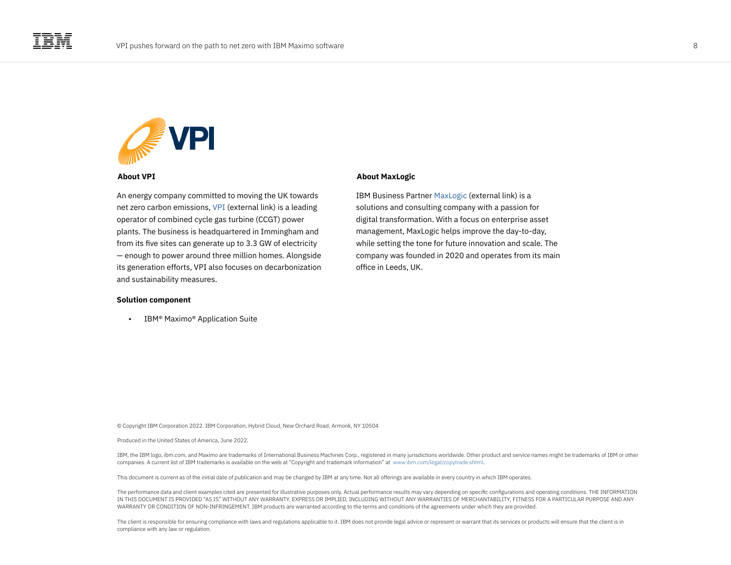### About VPI

An energy company committed to moving the UK towards net zero carbon emissions, VPI (external link) is a leading operator of combined cycle gas turbine (CCGT) power plants. The business is headquartered in Immingham and from its five sites can generate up to 3.3 GW of electricity — enough to power around three million homes. Alongside its generation efforts, VPI also focuses on decarbonization and sustainability measures.

### Solution component

- IBM® Maximo® Application Suite

### About MaxLogic

IBM Business Partner MaxLogic (external link) is a solutions and consulting company with a passion for digital transformation. With a focus on enterprise asset management, MaxLogic helps improve the day-to-day, while setting the tone for future innovation and scale. The company was founded in 2020 and operates from its main office in Leeds, UK.

© Copyright IBM Corporation 2022. IBM Corporation, Hybrid Cloud, New Orchard Road, Armonk, NY 10504

Produced in the United States of America, June 2022.

IBM, the IBM logo, ibm.com, and Maximo are trademarks of International Business Machines Corp., registered in many jurisdictions worldwide. Other product and service names might be trademarks of IBM or other companies. A current list of IBM trademarks is available on the web at "Copyright and trademark information" at www.ibm.com/legal/copytrade.shtml.

This document is current as of the initial date of publication and may be changed by IBM at any time. Not all offerings are available in every country in which IBM operates.

The performance data and client examples cited are presented for illustrative purposes only. Actual performance results may vary depending on specific configurations and operating conditions. THE INFORMATION IN THIS DOCUMENT IS PROVIDED "AS IS" WITHOUT ANY WARRANTY, EXPRESS OR IMPLIED, INCLUDING WITHOUT ANY WARRANTIES OF MERCHANTABILITY, FITNESS FOR A PARTICULAR PURPOSE AND ANY WARRANTY OR CONDITION OF NON-INFRINGEMENT. IBM products are warranted according to the terms and conditions of the agreements under which they are provided.

The client is responsible for ensuring compliance with laws and regulations applicable to it. IBM does not provide legal advice or represent or warrant that its services or products will ensure that the client is in compliance with any law or regulation.